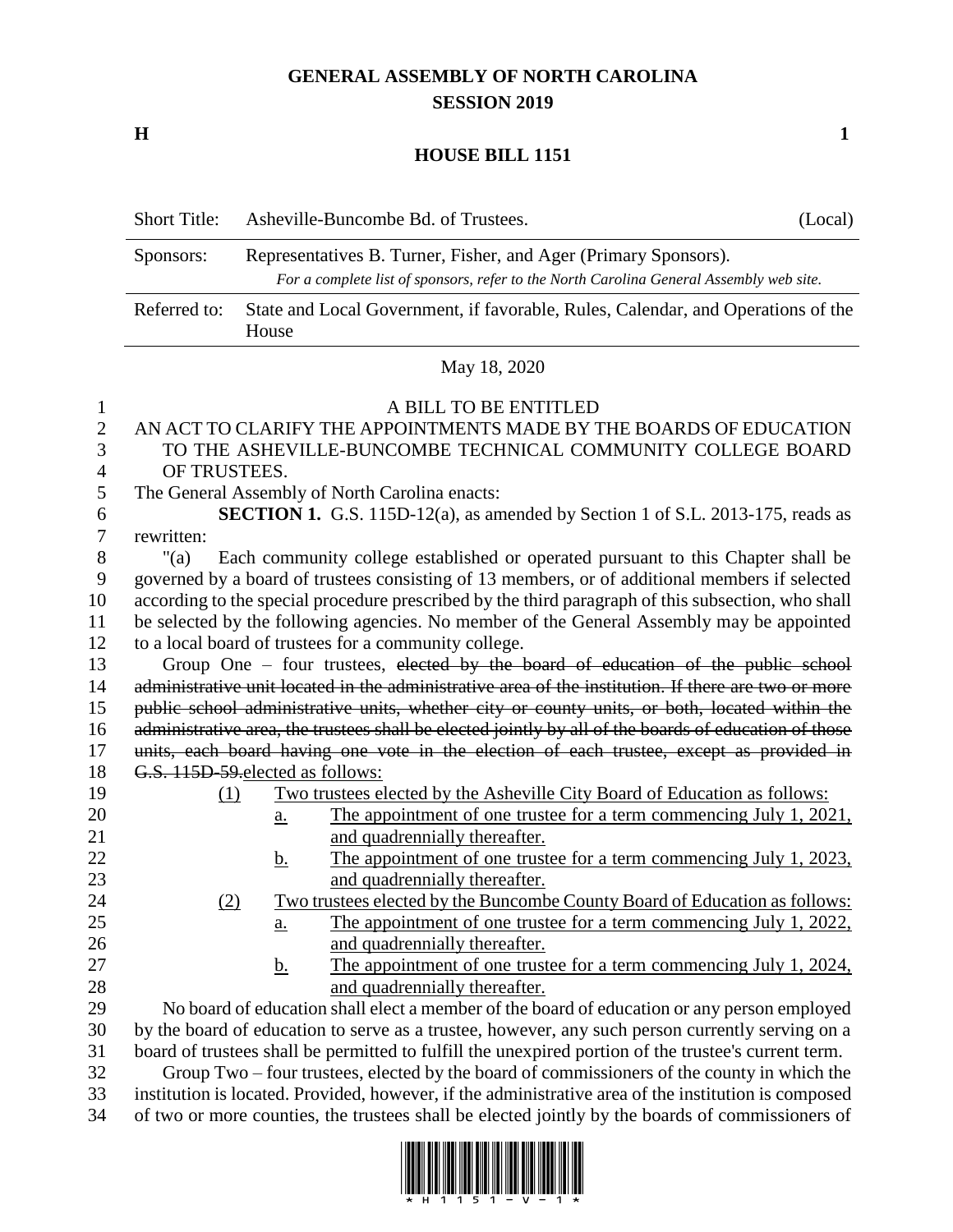# GENERAL ASSEMBLY OF NORTH CAROLINA
## SESSION 2019

**H** **1**

## HOUSE BILL 1151

| | | |
|---|---|---|
| Short Title: | Asheville-Buncombe Bd. of Trustees. | (Local) |
| Sponsors: | Representatives B. Turner, Fisher, and Ager (Primary Sponsors). *For a complete list of sponsors, refer to the North Carolina General Assembly web site.* | |
| Referred to: | State and Local Government, if favorable, Rules, Calendar, and Operations of the House | |

May 18, 2020

A BILL TO BE ENTITLED

AN ACT TO CLARIFY THE APPOINTMENTS MADE BY THE BOARDS OF EDUCATION TO THE ASHEVILLE-BUNCOMBE TECHNICAL COMMUNITY COLLEGE BOARD OF TRUSTEES.

The General Assembly of North Carolina enacts:

**SECTION 1.** G.S. 115D-12(a), as amended by Section 1 of S.L. 2013-175, reads as rewritten:

"(a) Each community college established or operated pursuant to this Chapter shall be governed by a board of trustees consisting of 13 members, or of additional members if selected according to the special procedure prescribed by the third paragraph of this subsection, who shall be selected by the following agencies. No member of the General Assembly may be appointed to a local board of trustees for a community college.

Group One – four trustees, ~~elected by the board of education of the public school administrative unit located in the administrative area of the institution. If there are two or more public school administrative units, whether city or county units, or both, located within the administrative area, the trustees shall be elected jointly by all of the boards of education of those units, each board having one vote in the election of each trustee, except as provided in G.S. 115D-59.~~<u>elected as follows:</u>

<u>(1)</u> <u>Two trustees elected by the Asheville City Board of Education as follows:</u>

<u>a.</u> <u>The appointment of one trustee for a term commencing July 1, 2021, and quadrennially thereafter.</u>

<u>b.</u> <u>The appointment of one trustee for a term commencing July 1, 2023, and quadrennially thereafter.</u>

<u>(2)</u> <u>Two trustees elected by the Buncombe County Board of Education as follows:</u>

<u>a.</u> <u>The appointment of one trustee for a term commencing July 1, 2022, and quadrennially thereafter.</u>

<u>b.</u> <u>The appointment of one trustee for a term commencing July 1, 2024, and quadrennially thereafter.</u>

No board of education shall elect a member of the board of education or any person employed by the board of education to serve as a trustee, however, any such person currently serving on a board of trustees shall be permitted to fulfill the unexpired portion of the trustee's current term.

Group Two – four trustees, elected by the board of commissioners of the county in which the institution is located. Provided, however, if the administrative area of the institution is composed of two or more counties, the trustees shall be elected jointly by the boards of commissioners of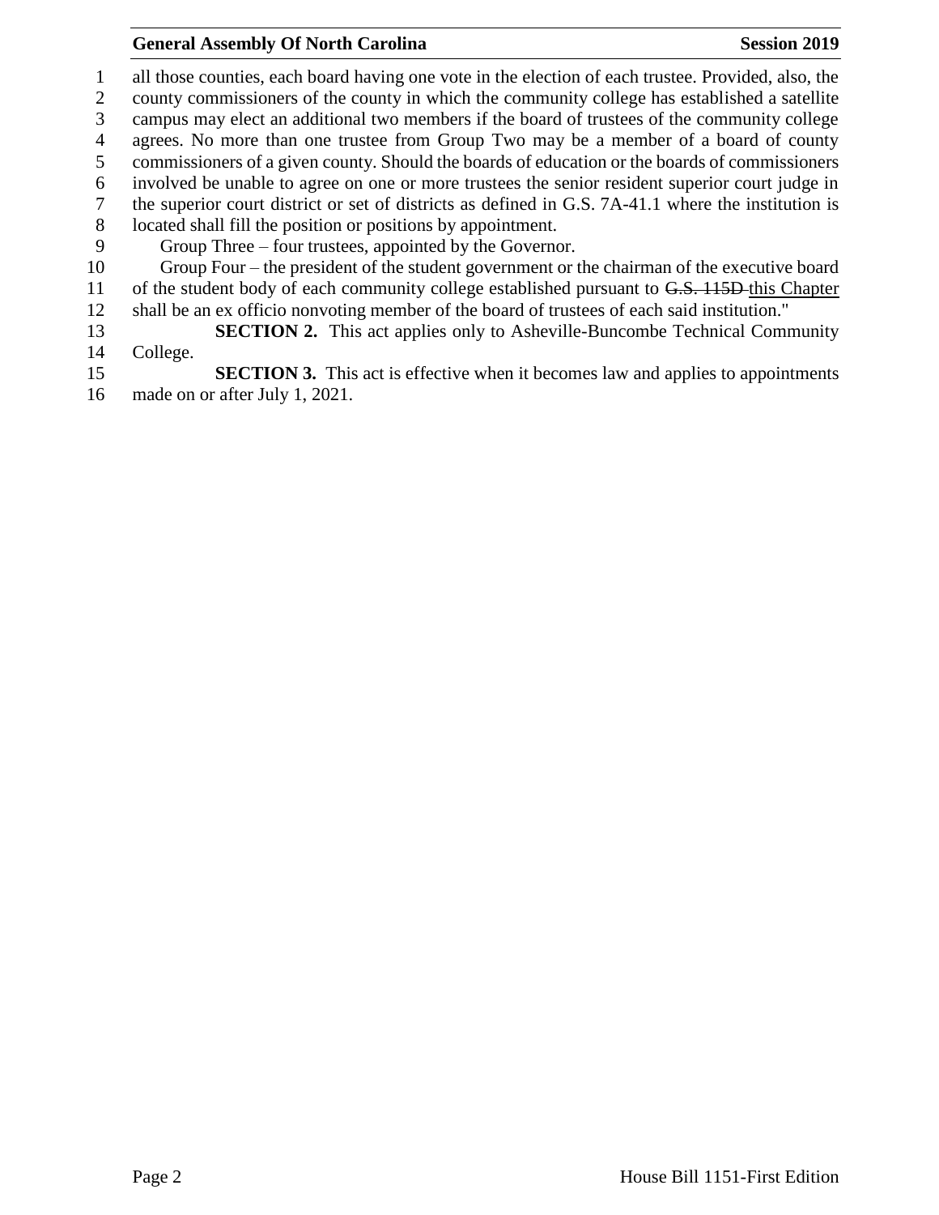all those counties, each board having one vote in the election of each trustee. Provided, also, the county commissioners of the county in which the community college has established a satellite campus may elect an additional two members if the board of trustees of the community college agrees. No more than one trustee from Group Two may be a member of a board of county commissioners of a given county. Should the boards of education or the boards of commissioners involved be unable to agree on one or more trustees the senior resident superior court judge in the superior court district or set of districts as defined in G.S. 7A-41.1 where the institution is located shall fill the position or positions by appointment.

Group Three – four trustees, appointed by the Governor.

Group Four – the president of the student government or the chairman of the executive board of the student body of each community college established pursuant to ~~G.S. 115D~~ this Chapter shall be an ex officio nonvoting member of the board of trustees of each said institution."

**SECTION 2.** This act applies only to Asheville-Buncombe Technical Community College.

**SECTION 3.** This act is effective when it becomes law and applies to appointments made on or after July 1, 2021.